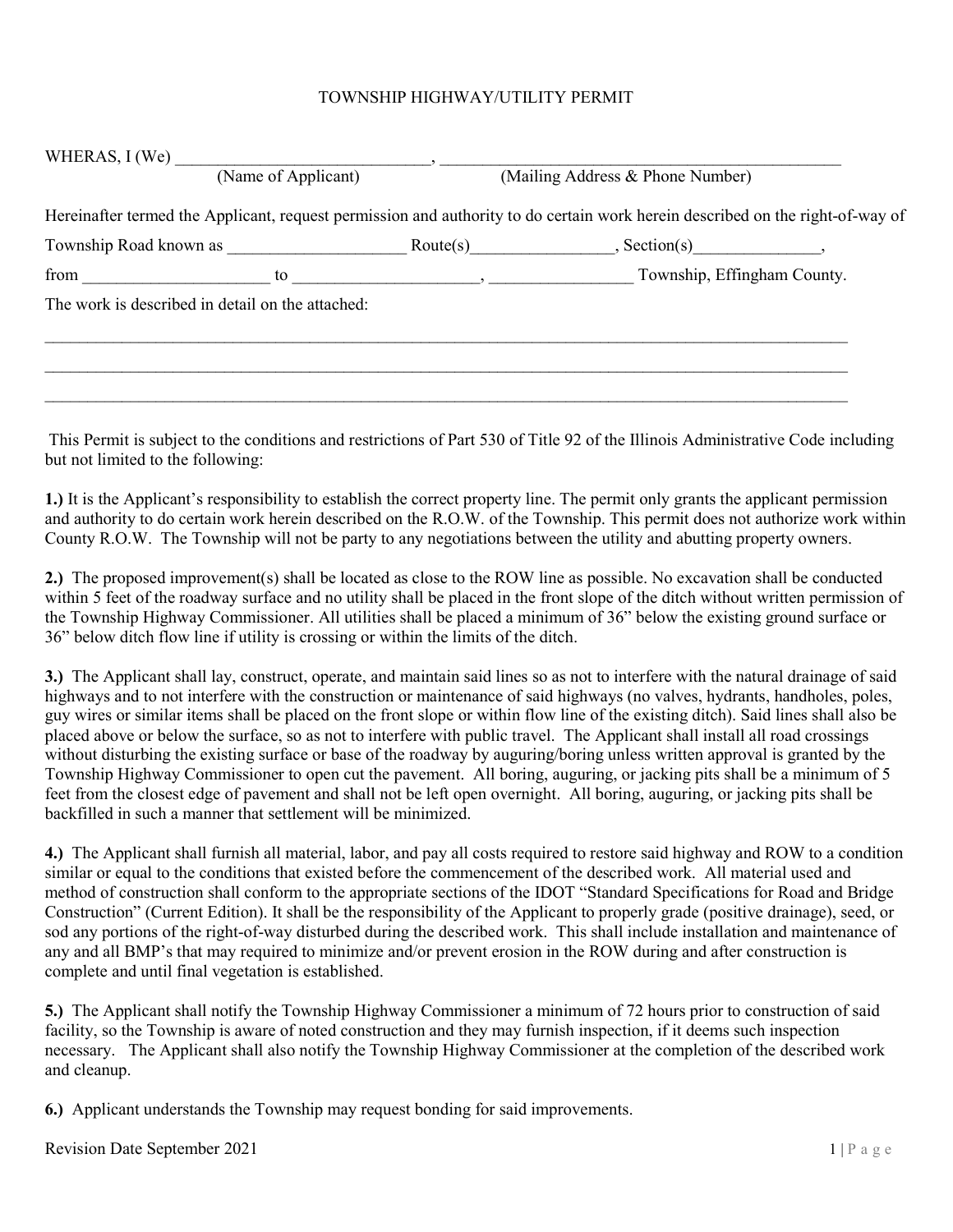# TOWNSHIP HIGHWAY/UTILITY PERMIT

WHERAS, I (We) ______________________________, ________________________________________________
(Name of Applicant) (Mailing Address & Phone Number)

Hereinafter termed the Applicant, request permission and authority to do certain work herein described on the right-of-way of

Township Road known as _____________________ Route(s)_________________, Section(s)_______________,

from ______________________ to ______________________, _________________ Township, Effingham County.

The work is described in detail on the attached:

_____________________________________________________________________________________________

_____________________________________________________________________________________________

_____________________________________________________________________________________________

This Permit is subject to the conditions and restrictions of Part 530 of Title 92 of the Illinois Administrative Code including but not limited to the following:

**1.)** It is the Applicant's responsibility to establish the correct property line. The permit only grants the applicant permission and authority to do certain work herein described on the R.O.W. of the Township. This permit does not authorize work within County R.O.W. The Township will not be party to any negotiations between the utility and abutting property owners.

**2.)** The proposed improvement(s) shall be located as close to the ROW line as possible. No excavation shall be conducted within 5 feet of the roadway surface and no utility shall be placed in the front slope of the ditch without written permission of the Township Highway Commissioner. All utilities shall be placed a minimum of 36" below the existing ground surface or 36" below ditch flow line if utility is crossing or within the limits of the ditch.

**3.)** The Applicant shall lay, construct, operate, and maintain said lines so as not to interfere with the natural drainage of said highways and to not interfere with the construction or maintenance of said highways (no valves, hydrants, handholes, poles, guy wires or similar items shall be placed on the front slope or within flow line of the existing ditch). Said lines shall also be placed above or below the surface, so as not to interfere with public travel. The Applicant shall install all road crossings without disturbing the existing surface or base of the roadway by auguring/boring unless written approval is granted by the Township Highway Commissioner to open cut the pavement. All boring, auguring, or jacking pits shall be a minimum of 5 feet from the closest edge of pavement and shall not be left open overnight. All boring, auguring, or jacking pits shall be backfilled in such a manner that settlement will be minimized.

**4.)** The Applicant shall furnish all material, labor, and pay all costs required to restore said highway and ROW to a condition similar or equal to the conditions that existed before the commencement of the described work. All material used and method of construction shall conform to the appropriate sections of the IDOT "Standard Specifications for Road and Bridge Construction" (Current Edition). It shall be the responsibility of the Applicant to properly grade (positive drainage), seed, or sod any portions of the right-of-way disturbed during the described work. This shall include installation and maintenance of any and all BMP's that may required to minimize and/or prevent erosion in the ROW during and after construction is complete and until final vegetation is established.

**5.)** The Applicant shall notify the Township Highway Commissioner a minimum of 72 hours prior to construction of said facility, so the Township is aware of noted construction and they may furnish inspection, if it deems such inspection necessary. The Applicant shall also notify the Township Highway Commissioner at the completion of the described work and cleanup.

**6.)** Applicant understands the Township may request bonding for said improvements.

Revision Date September 2021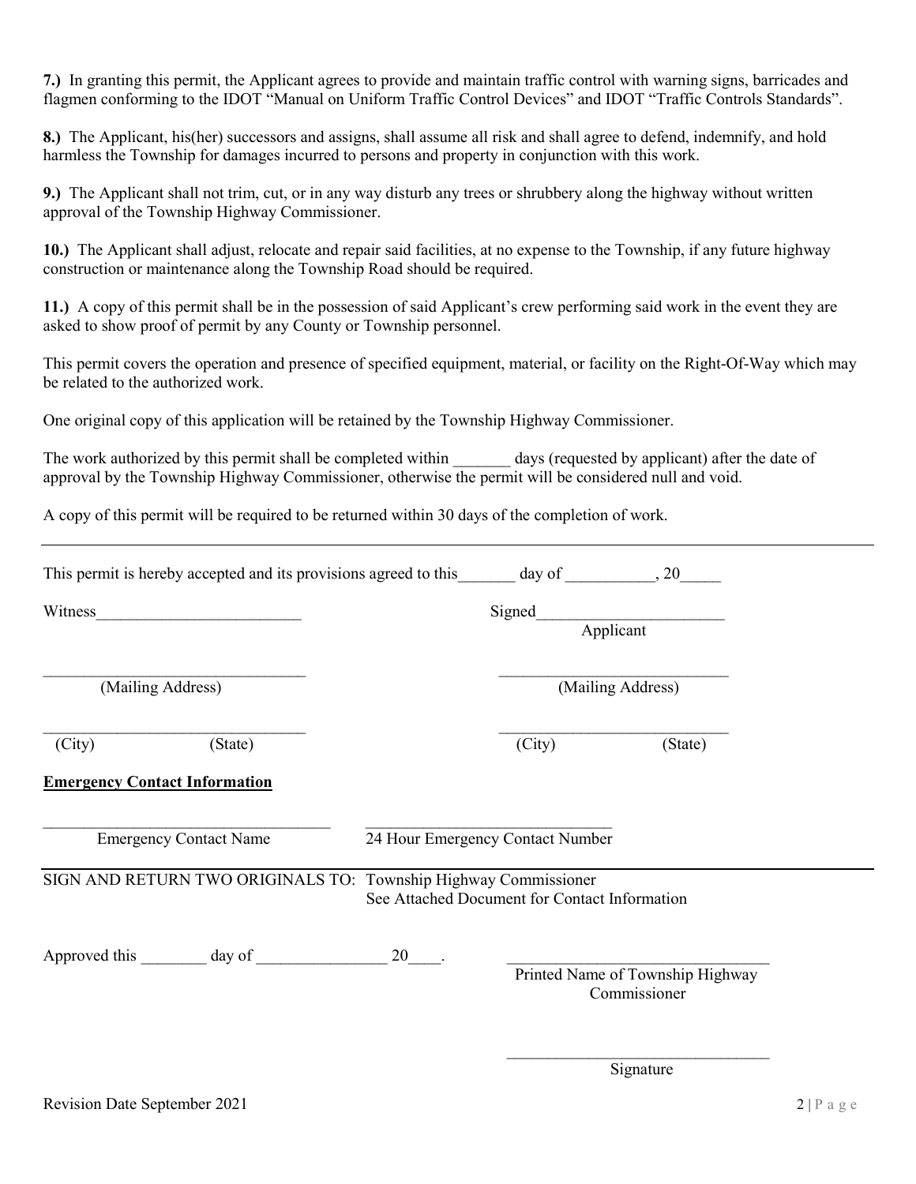**7.)** In granting this permit, the Applicant agrees to provide and maintain traffic control with warning signs, barricades and flagmen conforming to the IDOT "Manual on Uniform Traffic Control Devices" and IDOT "Traffic Controls Standards".

**8.)** The Applicant, his(her) successors and assigns, shall assume all risk and shall agree to defend, indemnify, and hold harmless the Township for damages incurred to persons and property in conjunction with this work.

**9.)** The Applicant shall not trim, cut, or in any way disturb any trees or shrubbery along the highway without written approval of the Township Highway Commissioner.

**10.)** The Applicant shall adjust, relocate and repair said facilities, at no expense to the Township, if any future highway construction or maintenance along the Township Road should be required.

**11.)** A copy of this permit shall be in the possession of said Applicant's crew performing said work in the event they are asked to show proof of permit by any County or Township personnel.

This permit covers the operation and presence of specified equipment, material, or facility on the Right-Of-Way which may be related to the authorized work.

One original copy of this application will be retained by the Township Highway Commissioner.

The work authorized by this permit shall be completed within _______ days (requested by applicant) after the date of approval by the Township Highway Commissioner, otherwise the permit will be considered null and void.

A copy of this permit will be required to be returned within 30 days of the completion of work.

---

This permit is hereby accepted and its provisions agreed to this_______ day of ___________, 20_____

Witness_________________________ Signed_______________________
Applicant

_________________________________ (Mailing Address)

_________________________________ (City) (State)

_________________________________ (Mailing Address)

_________________________________ (City) (State)

**Emergency Contact Information**

_________________________________ Emergency Contact Name

_________________________________ 24 Hour Emergency Contact Number

---

SIGN AND RETURN TWO ORIGINALS TO: Township Highway Commissioner
See Attached Document for Contact Information

Approved this ________ day of ________________ 20____.

_________________________________ Printed Name of Township Highway Commissioner

_________________________________ Signature

Revision Date September 2021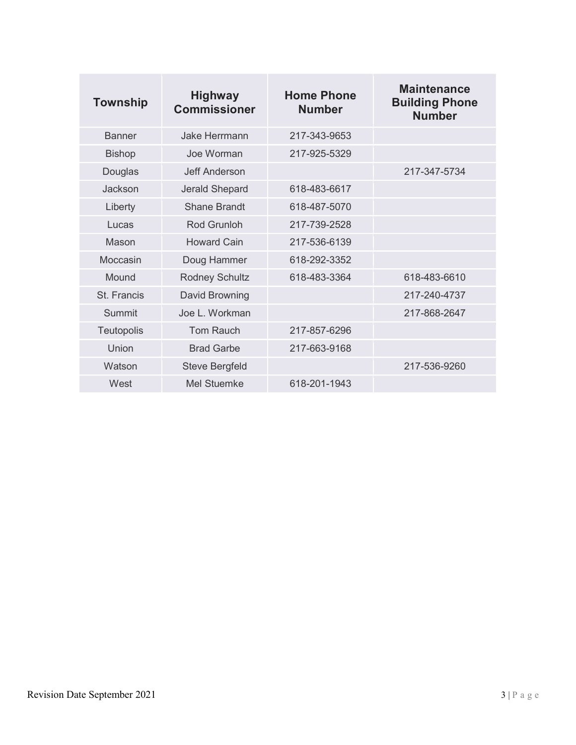| Township | Highway Commissioner | Home Phone Number | Maintenance Building Phone Number |
|---|---|---|---|
| Banner | Jake Herrmann | 217-343-9653 | |
| Bishop | Joe Worman | 217-925-5329 | |
| Douglas | Jeff Anderson | | 217-347-5734 |
| Jackson | Jerald Shepard | 618-483-6617 | |
| Liberty | Shane Brandt | 618-487-5070 | |
| Lucas | Rod Grunloh | 217-739-2528 | |
| Mason | Howard Cain | 217-536-6139 | |
| Moccasin | Doug Hammer | 618-292-3352 | |
| Mound | Rodney Schultz | 618-483-3364 | 618-483-6610 |
| St. Francis | David Browning | | 217-240-4737 |
| Summit | Joe L. Workman | | 217-868-2647 |
| Teutopolis | Tom Rauch | 217-857-6296 | |
| Union | Brad Garbe | 217-663-9168 | |
| Watson | Steve Bergfeld | | 217-536-9260 |
| West | Mel Stuemke | 618-201-1943 | |

Revision Date September 2021